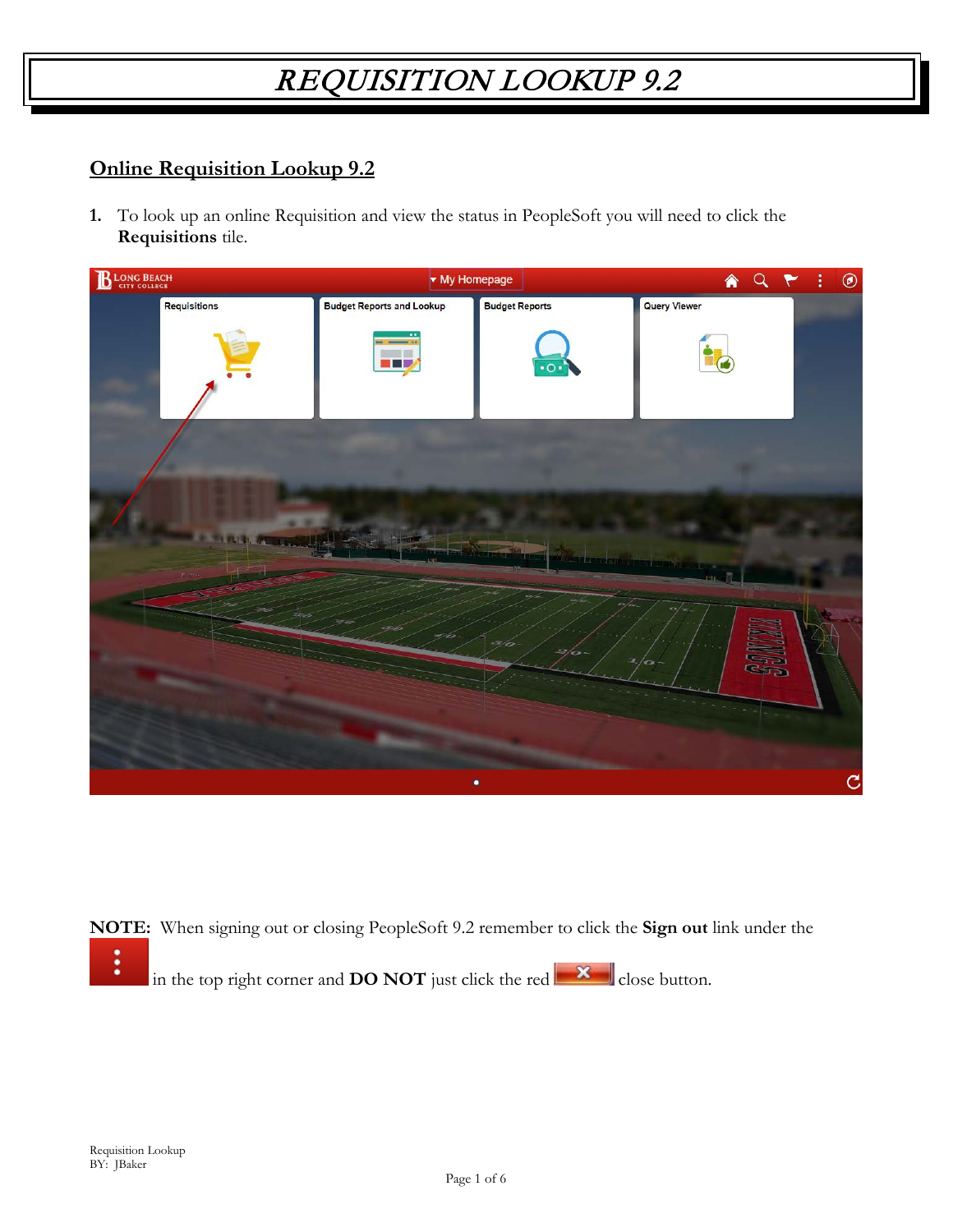# REQUISITION LOOKUP 9.2

## Online Requisition Lookup 9.2

1. To look up an online Requisition and view the status in PeopleSoft you will need to click the **Requisitions** tile.

**NOTE:** When signing out or closing PeopleSoft 9.2 remember to click the **Sign out** link under the in the top right corner and **DO NOT** just click the red close button.

Requisition Lookup
BY: JBaker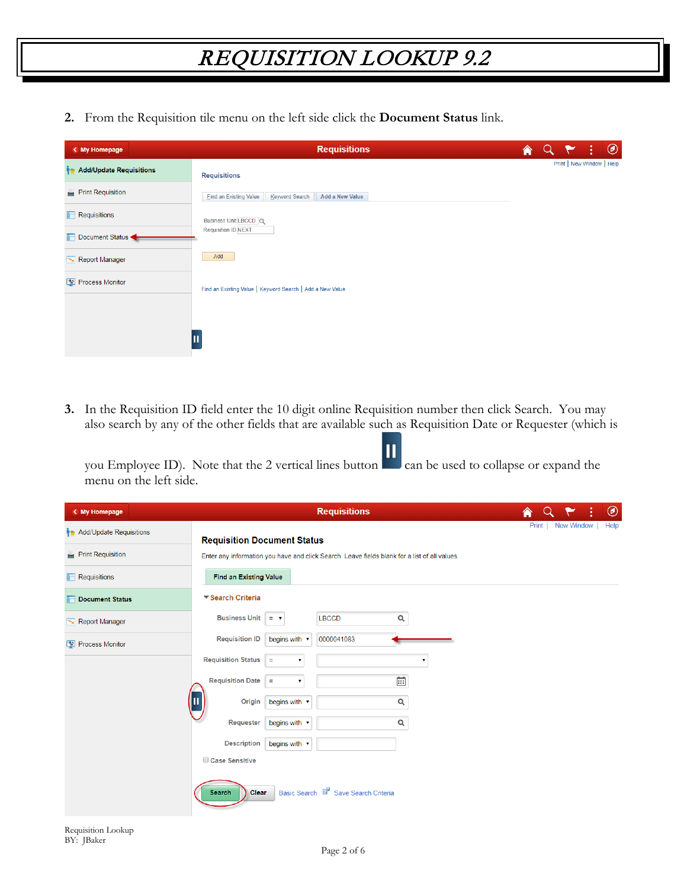# *REQUISITION LOOKUP 9.2*

2. From the Requisition tile menu on the left side click the **Document Status** link.

3. In the Requisition ID field enter the 10 digit online Requisition number then click Search. You may also search by any of the other fields that are available such as Requisition Date or Requester (which is you Employee ID). Note that the 2 vertical lines button can be used to collapse or expand the menu on the left side.

Requisition Lookup
BY: JBaker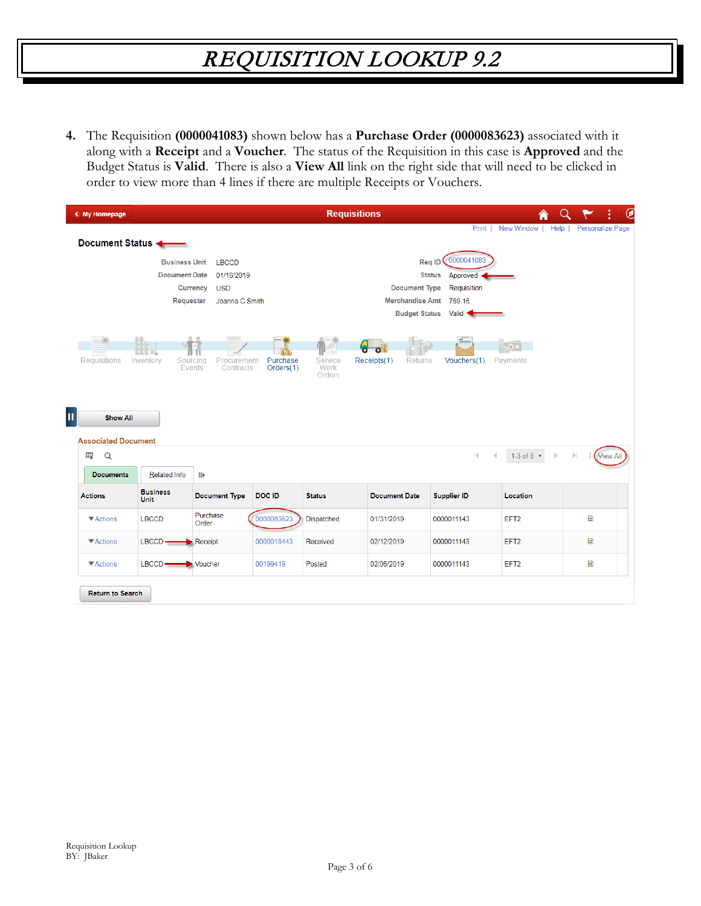# REQUISITION LOOKUP 9.2

4. The Requisition **(0000041083)** shown below has a **Purchase Order (0000083623)** associated with it along with a **Receipt** and a **Voucher**. The status of the Requisition in this case is **Approved** and the Budget Status is **Valid**. There is also a **View All** link on the right side that will need to be clicked in order to view more than 4 lines if there are multiple Receipts or Vouchers.

My Homepage | Requisitions

Print | New Window | Help | Personalize Page

**Document Status**

| | | | |
|---|---|---|---|
| Business Unit | LBCCD | Req ID | 0000041083 |
| Document Date | 01/16/2019 | Status | Approved |
| Currency | USD | Document Type | Requisition |
| Requester | Joanna C Smith | Merchandise Amt | 769.16 |
| | | Budget Status | Valid |

Requisitions | Inventory | Sourcing Events | Procurement Contracts | Purchase Orders(1) | Service Work Orders | Receipts(1) | Returns | Vouchers(1) | Payments

Show All

**Associated Document**

1-3 of 3 | View All

Documents | Related Info

| Actions | Business Unit | Document Type | DOC ID | Status | Document Date | Supplier ID | Location |
|---|---|---|---|---|---|---|---|
| Actions | LBCCD | Purchase Order | 0000083623 | Dispatched | 01/31/2019 | 0000011143 | EFT2 |
| Actions | LBCCD | Receipt | 0000018443 | Received | 02/12/2019 | 0000011143 | EFT2 |
| Actions | LBCCD | Voucher | 00199419 | Posted | 02/05/2019 | 0000011143 | EFT2 |

Return to Search

Requisition Lookup
BY: JBaker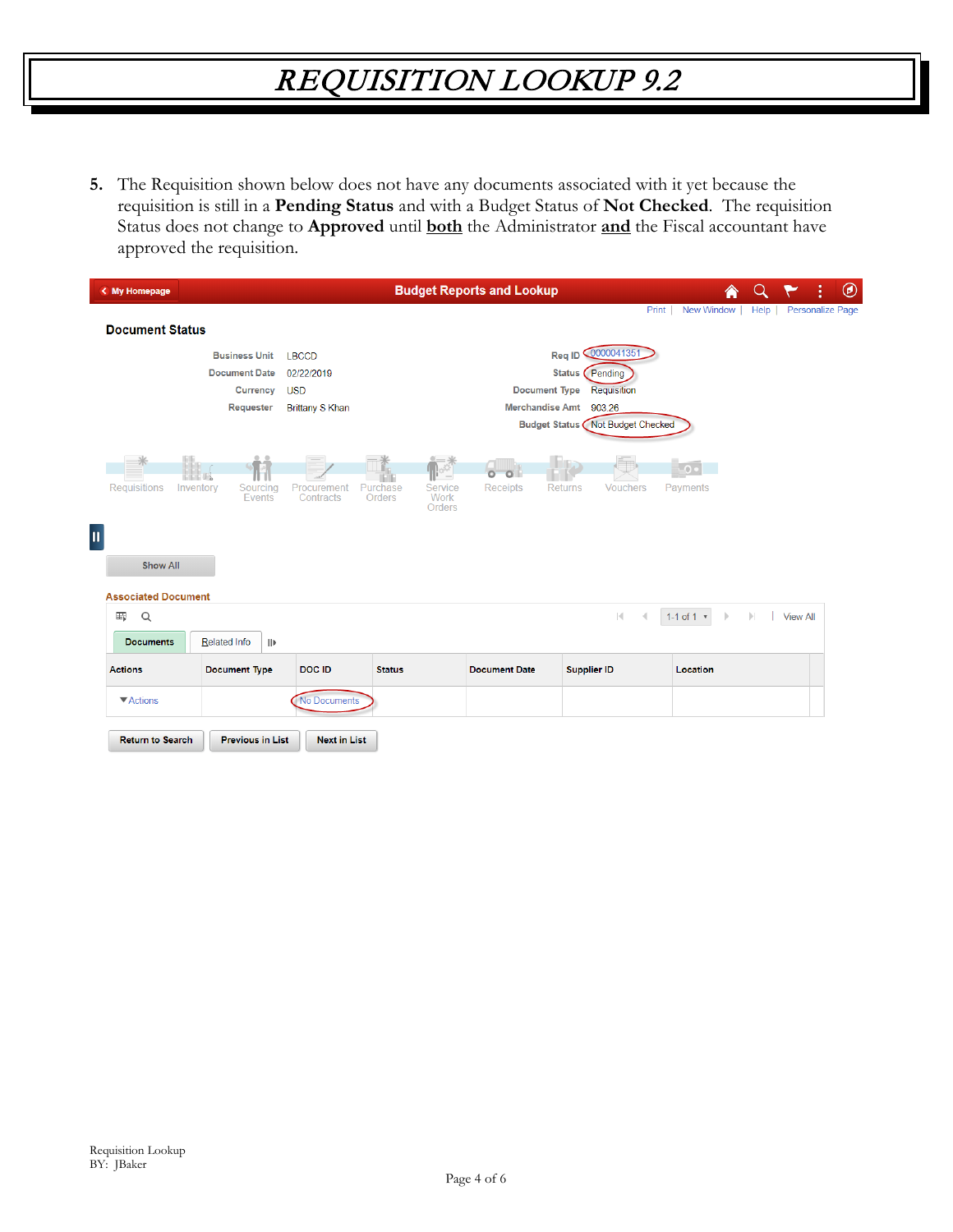# REQUISITION LOOKUP 9.2

5. The Requisition shown below does not have any documents associated with it yet because the requisition is still in a **Pending Status** and with a Budget Status of **Not Checked**. The requisition Status does not change to **Approved** until **both** the Administrator **and** the Fiscal accountant have approved the requisition.

My Homepage | Budget Reports and Lookup

Print | New Window | Help | Personalize Page

**Document Status**

| | | | |
|---|---|---|---|
| Business Unit | LBCCD | Req ID | 0000041351 |
| Document Date | 02/22/2019 | Status | Pending |
| Currency | USD | Document Type | Requisition |
| Requester | Brittany S Khan | Merchandise Amt | 903.26 |
| | | Budget Status | Not Budget Checked |

Requisitions | Inventory | Sourcing Events | Procurement Contracts | Purchase Orders | Service Work Orders | Receipts | Returns | Vouchers | Payments

Show All

**Associated Document**

1-1 of 1 | View All

Documents | Related Info

| Actions | Document Type | DOC ID | Status | Document Date | Supplier ID | Location |
|---|---|---|---|---|---|---|
| Actions | | No Documents | | | | |

Return to Search | Previous in List | Next in List

Requisition Lookup
BY: JBaker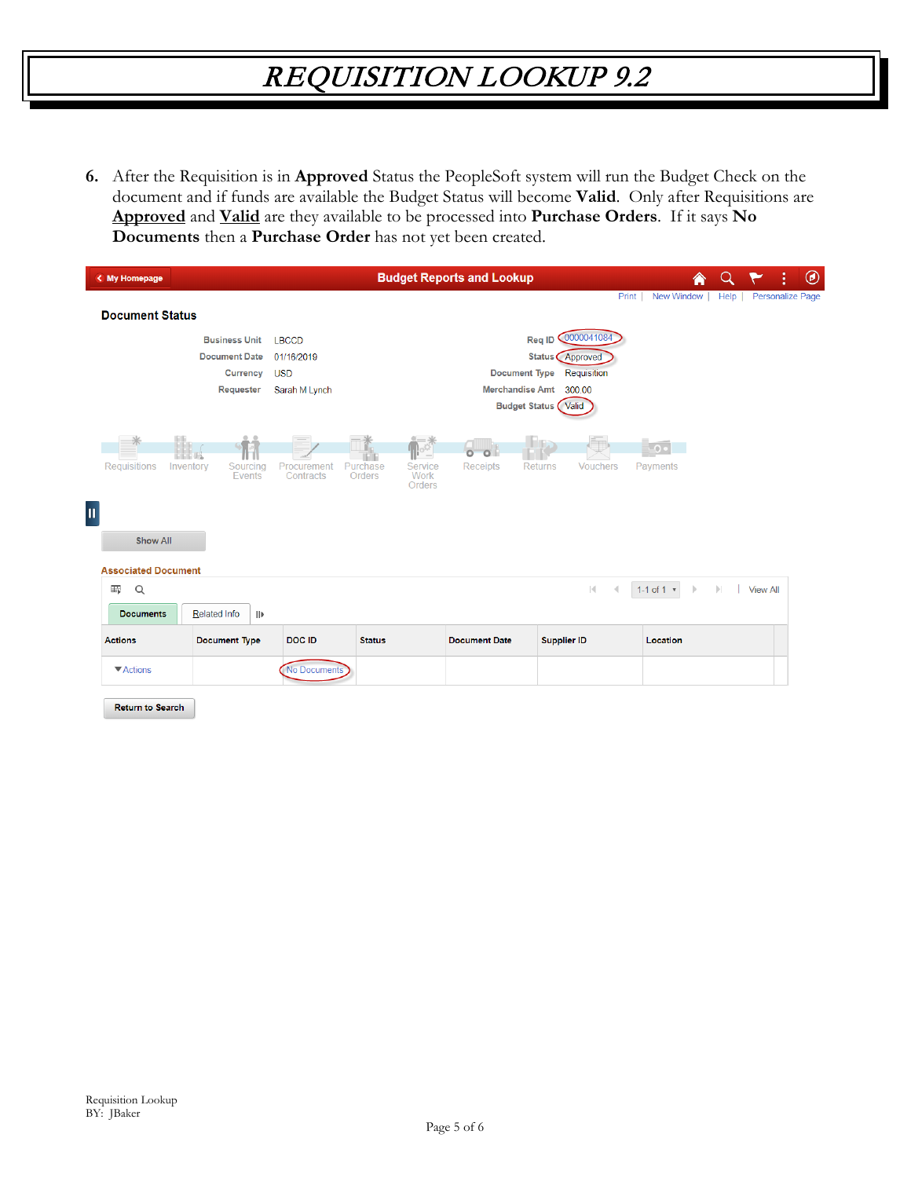# REQUISITION LOOKUP 9.2

6. After the Requisition is in **Approved** Status the PeopleSoft system will run the Budget Check on the document and if funds are available the Budget Status will become **Valid**. Only after Requisitions are **Approved** and **Valid** are they available to be processed into **Purchase Orders**. If it says **No Documents** then a **Purchase Order** has not yet been created.

My Homepage | **Budget Reports and Lookup**

Print | New Window | Help | Personalize Page

**Document Status**

| | | | |
|---|---|---|---|
| Business Unit | LBCCD | Req ID | 0000041084 |
| Document Date | 01/16/2019 | Status | Approved |
| Currency | USD | Document Type | Requisition |
| Requester | Sarah M Lynch | Merchandise Amt | 300.00 |
| | | Budget Status | Valid |

Requisitions | Inventory | Sourcing Events | Procurement Contracts | Purchase Orders | Service Work Orders | Receipts | Returns | Vouchers | Payments

Show All

**Associated Document**

1-1 of 1 | View All

Documents | Related Info

| Actions | Document Type | DOC ID | Status | Document Date | Supplier ID | Location |
|---|---|---|---|---|---|---|
| Actions | | No Documents | | | | |

Return to Search

Requisition Lookup
BY: JBaker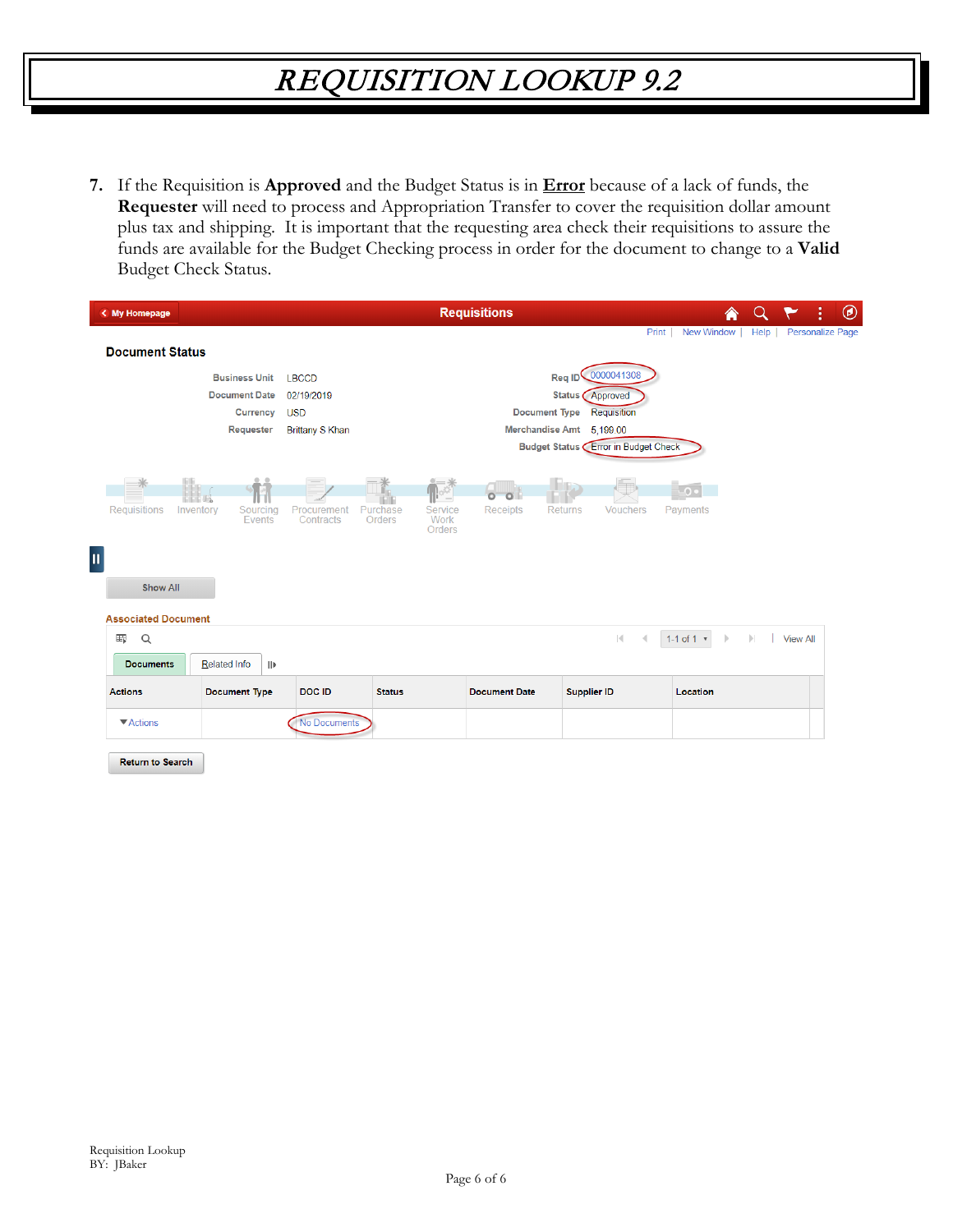# REQUISITION LOOKUP 9.2

7. If the Requisition is **Approved** and the Budget Status is in **<u>Error</u>** because of a lack of funds, the **Requester** will need to process and Appropriation Transfer to cover the requisition dollar amount plus tax and shipping. It is important that the requesting area check their requisitions to assure the funds are available for the Budget Checking process in order for the document to change to a **Valid** Budget Check Status.

My Homepage | Requisitions

Print | New Window | Help | Personalize Page

**Document Status**

| | | | |
|---|---|---|---|
| Business Unit | LBCCD | Req ID | 0000041308 |
| Document Date | 02/19/2019 | Status | Approved |
| Currency | USD | Document Type | Requisition |
| Requester | Brittany S Khan | Merchandise Amt | 5,199.00 |
| | | Budget Status | Error in Budget Check |

Requisitions | Inventory | Sourcing Events | Procurement Contracts | Purchase Orders | Service Work Orders | Receipts | Returns | Vouchers | Payments

Show All

**Associated Document**

1-1 of 1 | View All

Documents | Related Info

| Actions | Document Type | DOC ID | Status | Document Date | Supplier ID | Location |
|---|---|---|---|---|---|---|
| Actions | | No Documents | | | | |

Return to Search

Requisition Lookup
BY: JBaker